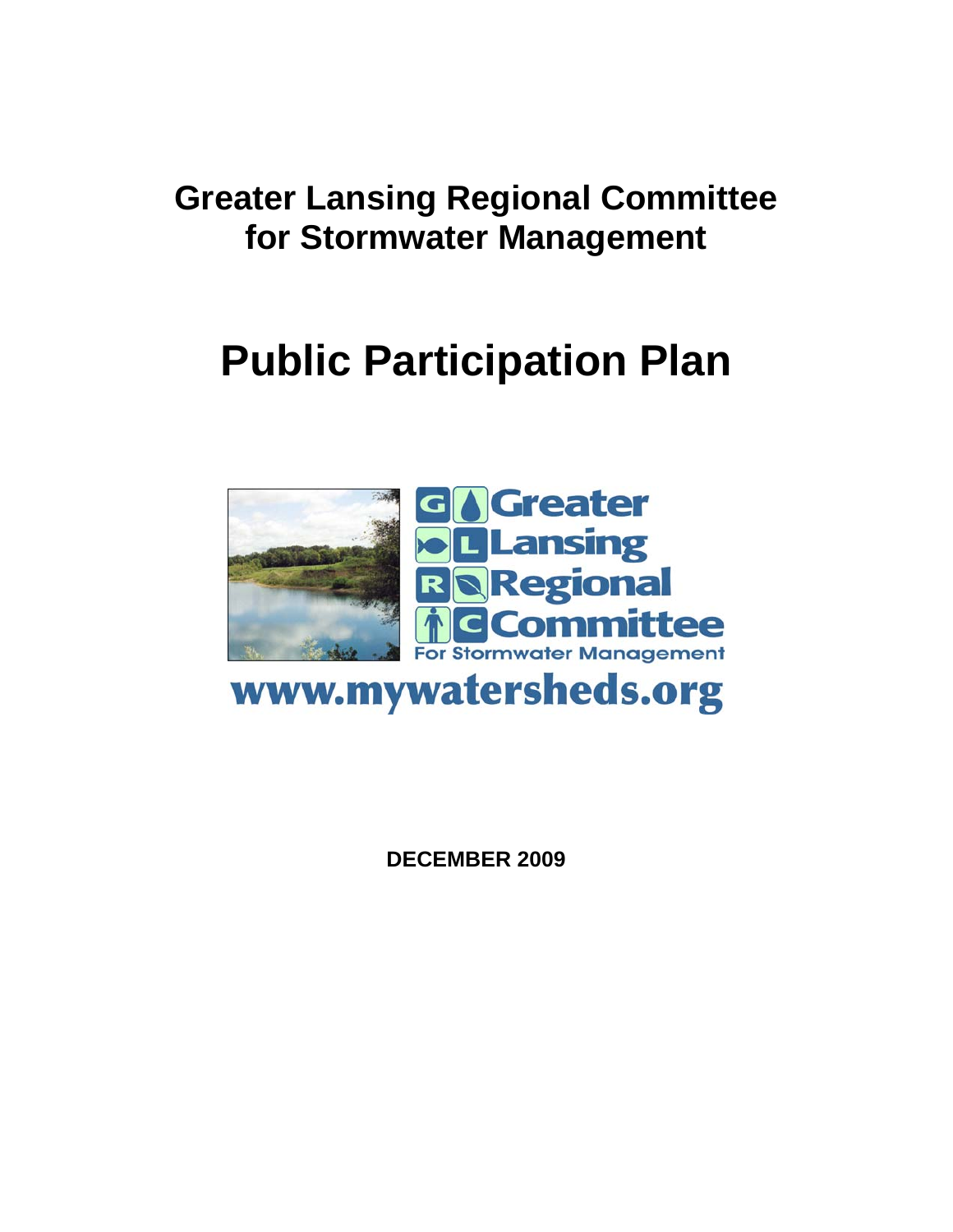# Greater Lansing Regional Committee for Stormwater Management

# Public Participation Plan

Greater Lansing Regional Committee For Stormwater Management

www.mywatersheds.org

**DECEMBER 2009**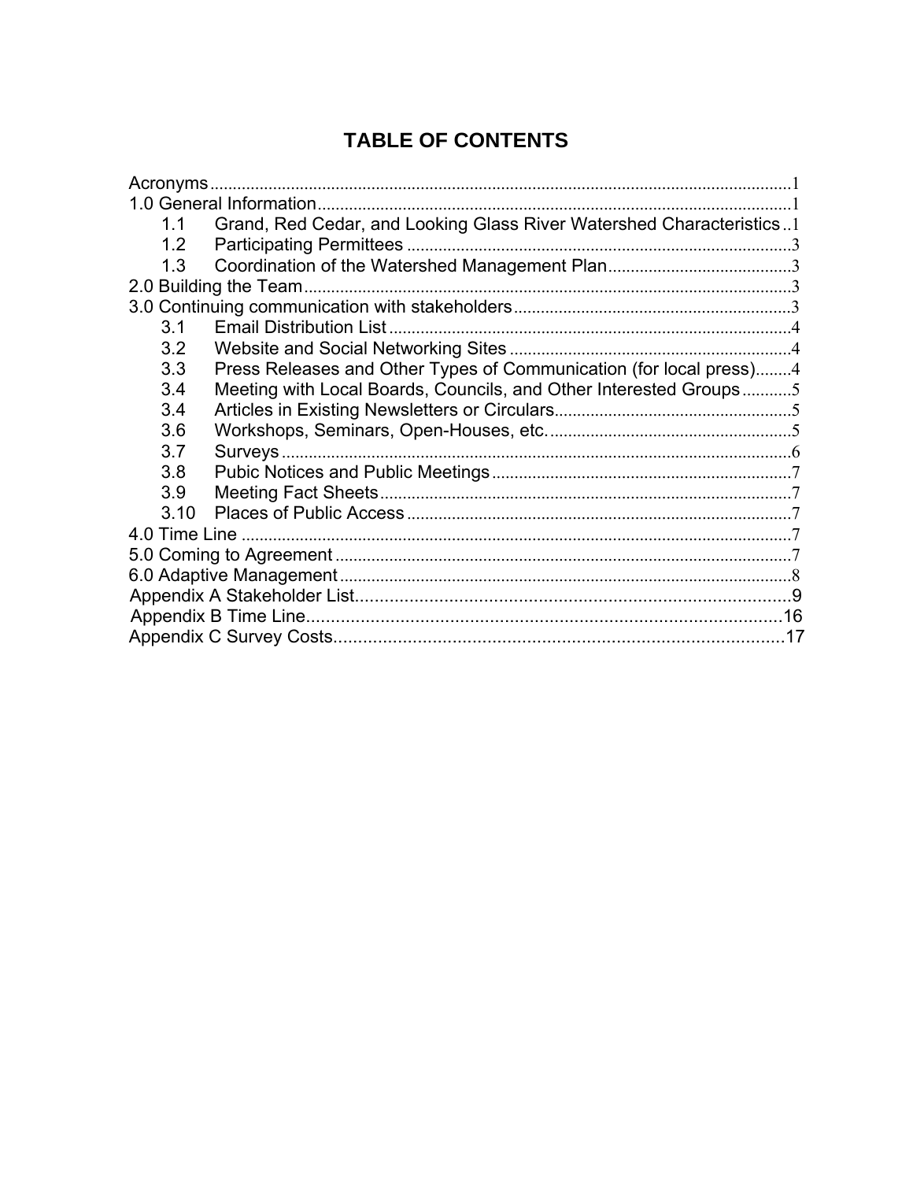# TABLE OF CONTENTS

Acronyms....................................................................................................................1
1.0 General Information.................................................................................................1
- 1.1 Grand, Red Cedar, and Looking Glass River Watershed Characteristics..1
- 1.2 Participating Permittees ....................................................................................3
- 1.3 Coordination of the Watershed Management Plan........................................3

2.0 Building the Team...................................................................................................3
3.0 Continuing communication with stakeholders.............................................................3
- 3.1 Email Distribution List .........................................................................................4
- 3.2 Website and Social Networking Sites ...............................................................4
- 3.3 Press Releases and Other Types of Communication (for local press)........4
- 3.4 Meeting with Local Boards, Councils, and Other Interested Groups...........5
- 3.4 Articles in Existing Newsletters or Circulars....................................................5
- 3.6 Workshops, Seminars, Open-Houses, etc. .....................................................5
- 3.7 Surveys ................................................................................................................6
- 3.8 Pubic Notices and Public Meetings..................................................................7
- 3.9 Meeting Fact Sheets...........................................................................................7
- 3.10 Places of Public Access .....................................................................................7

4.0 Time Line ..................................................................................................................7
5.0 Coming to Agreement ...............................................................................................7
6.0 Adaptive Management................................................................................................8
Appendix A Stakeholder List.........................................................................................9
Appendix B Time Line...................................................................................................16
Appendix C Survey Costs..............................................................................................17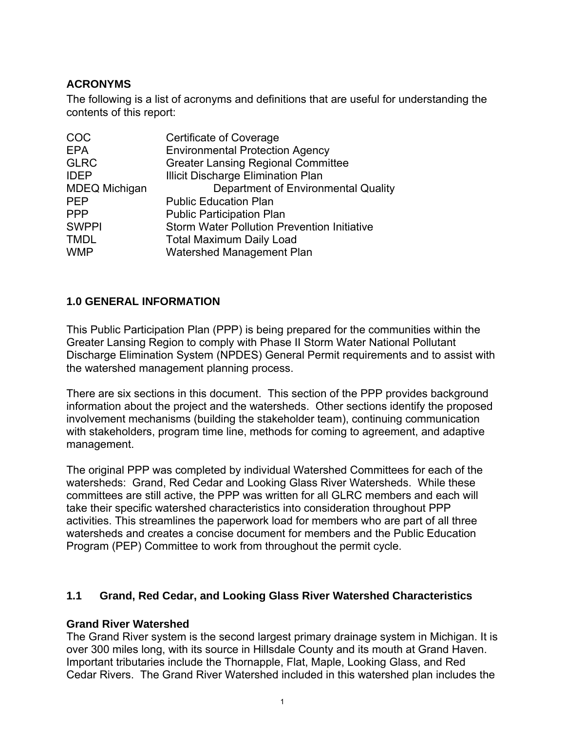## ACRONYMS

The following is a list of acronyms and definitions that are useful for understanding the contents of this report:

| | |
|---|---|
| COC | Certificate of Coverage |
| EPA | Environmental Protection Agency |
| GLRC | Greater Lansing Regional Committee |
| IDEP | Illicit Discharge Elimination Plan |
| MDEQ | Michigan Department of Environmental Quality |
| PEP | Public Education Plan |
| PPP | Public Participation Plan |
| SWPPI | Storm Water Pollution Prevention Initiative |
| TMDL | Total Maximum Daily Load |
| WMP | Watershed Management Plan |

## 1.0 GENERAL INFORMATION

This Public Participation Plan (PPP) is being prepared for the communities within the Greater Lansing Region to comply with Phase II Storm Water National Pollutant Discharge Elimination System (NPDES) General Permit requirements and to assist with the watershed management planning process.

There are six sections in this document. This section of the PPP provides background information about the project and the watersheds. Other sections identify the proposed involvement mechanisms (building the stakeholder team), continuing communication with stakeholders, program time line, methods for coming to agreement, and adaptive management.

The original PPP was completed by individual Watershed Committees for each of the watersheds: Grand, Red Cedar and Looking Glass River Watersheds. While these committees are still active, the PPP was written for all GLRC members and each will take their specific watershed characteristics into consideration throughout PPP activities. This streamlines the paperwork load for members who are part of all three watersheds and creates a concise document for members and the Public Education Program (PEP) Committee to work from throughout the permit cycle.

### 1.1 Grand, Red Cedar, and Looking Glass River Watershed Characteristics

**Grand River Watershed**

The Grand River system is the second largest primary drainage system in Michigan. It is over 300 miles long, with its source in Hillsdale County and its mouth at Grand Haven. Important tributaries include the Thornapple, Flat, Maple, Looking Glass, and Red Cedar Rivers. The Grand River Watershed included in this watershed plan includes the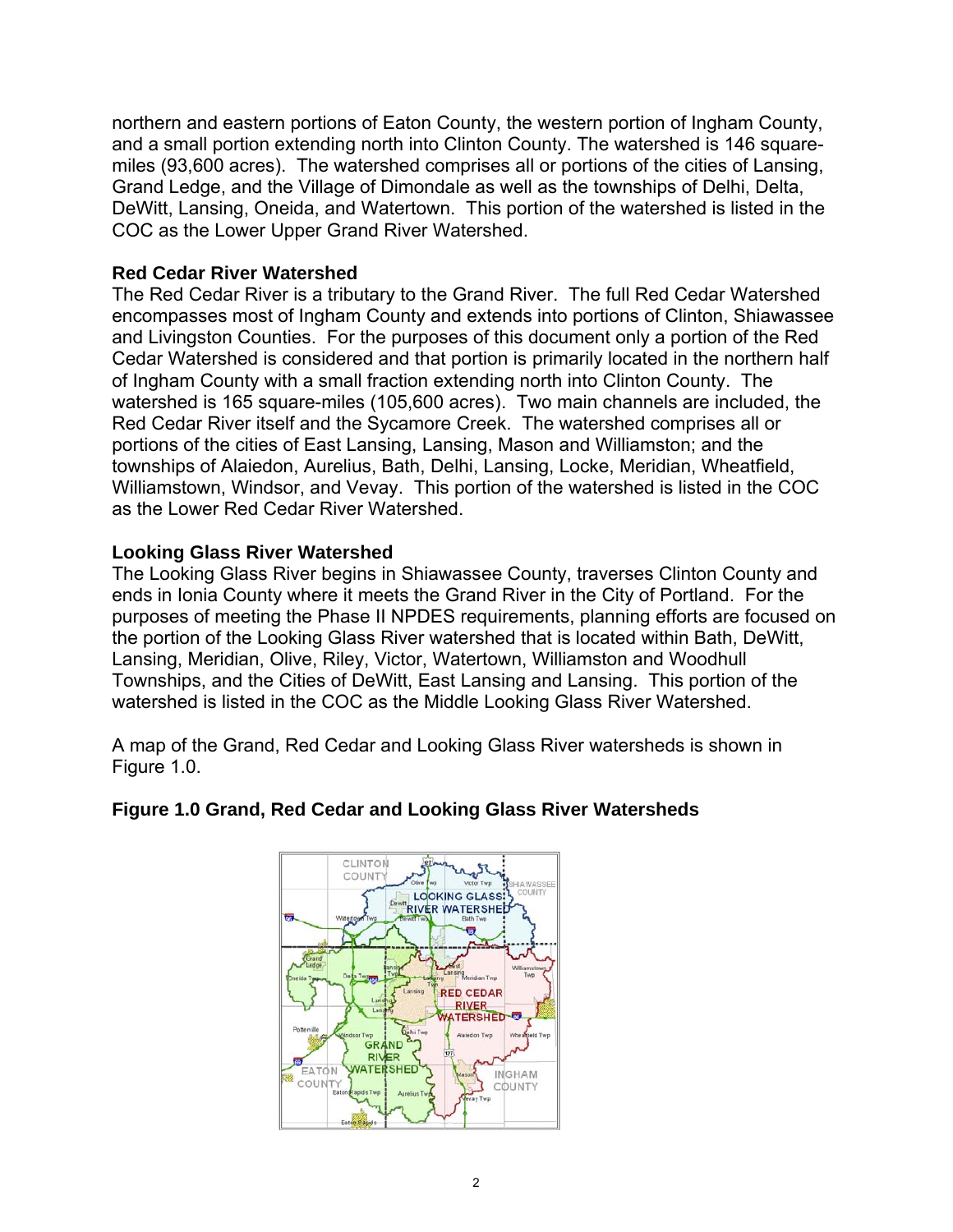northern and eastern portions of Eaton County, the western portion of Ingham County, and a small portion extending north into Clinton County. The watershed is 146 square-miles (93,600 acres). The watershed comprises all or portions of the cities of Lansing, Grand Ledge, and the Village of Dimondale as well as the townships of Delhi, Delta, DeWitt, Lansing, Oneida, and Watertown. This portion of the watershed is listed in the COC as the Lower Upper Grand River Watershed.

### Red Cedar River Watershed

The Red Cedar River is a tributary to the Grand River. The full Red Cedar Watershed encompasses most of Ingham County and extends into portions of Clinton, Shiawassee and Livingston Counties. For the purposes of this document only a portion of the Red Cedar Watershed is considered and that portion is primarily located in the northern half of Ingham County with a small fraction extending north into Clinton County. The watershed is 165 square-miles (105,600 acres). Two main channels are included, the Red Cedar River itself and the Sycamore Creek. The watershed comprises all or portions of the cities of East Lansing, Lansing, Mason and Williamston; and the townships of Alaiedon, Aurelius, Bath, Delhi, Lansing, Locke, Meridian, Wheatfield, Williamstown, Windsor, and Vevay. This portion of the watershed is listed in the COC as the Lower Red Cedar River Watershed.

### Looking Glass River Watershed

The Looking Glass River begins in Shiawassee County, traverses Clinton County and ends in Ionia County where it meets the Grand River in the City of Portland. For the purposes of meeting the Phase II NPDES requirements, planning efforts are focused on the portion of the Looking Glass River watershed that is located within Bath, DeWitt, Lansing, Meridian, Olive, Riley, Victor, Watertown, Williamston and Woodhull Townships, and the Cities of DeWitt, East Lansing and Lansing. This portion of the watershed is listed in the COC as the Middle Looking Glass River Watershed.

A map of the Grand, Red Cedar and Looking Glass River watersheds is shown in Figure 1.0.

**Figure 1.0 Grand, Red Cedar and Looking Glass River Watersheds**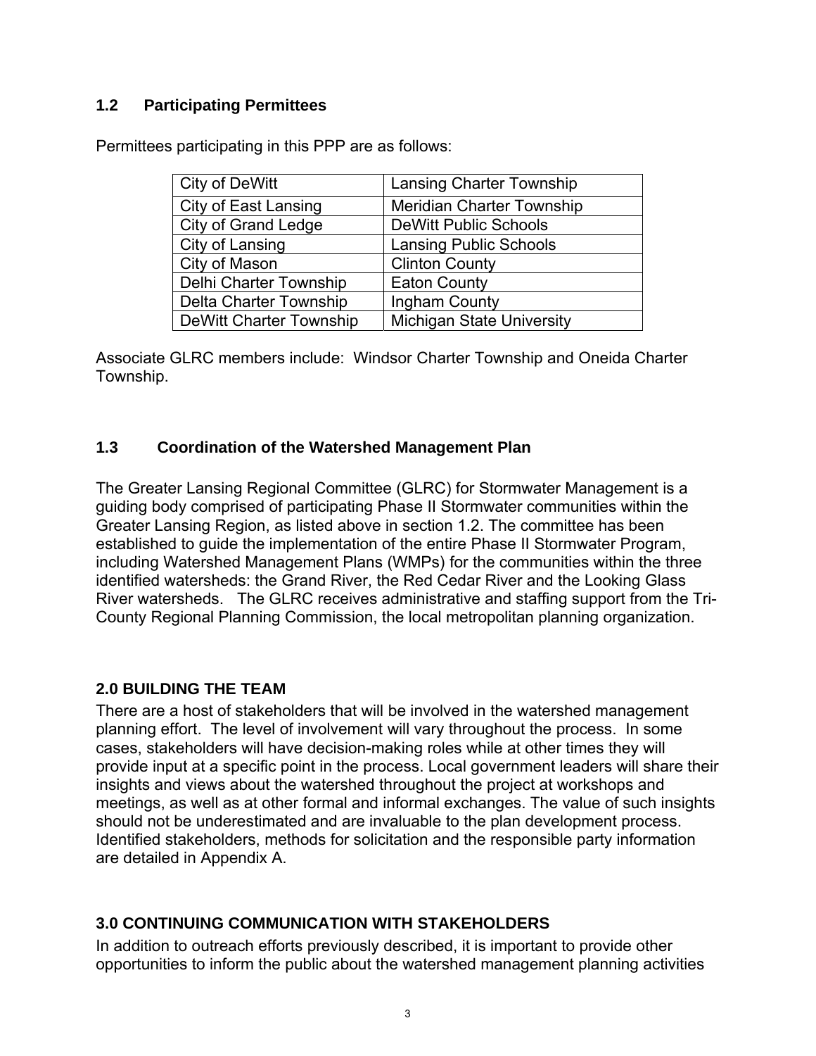## 1.2 Participating Permittees

Permittees participating in this PPP are as follows:

| City of DeWitt | Lansing Charter Township |
|---|---|
| City of East Lansing | Meridian Charter Township |
| City of Grand Ledge | DeWitt Public Schools |
| City of Lansing | Lansing Public Schools |
| City of Mason | Clinton County |
| Delhi Charter Township | Eaton County |
| Delta Charter Township | Ingham County |
| DeWitt Charter Township | Michigan State University |

Associate GLRC members include: Windsor Charter Township and Oneida Charter Township.

## 1.3 Coordination of the Watershed Management Plan

The Greater Lansing Regional Committee (GLRC) for Stormwater Management is a guiding body comprised of participating Phase II Stormwater communities within the Greater Lansing Region, as listed above in section 1.2. The committee has been established to guide the implementation of the entire Phase II Stormwater Program, including Watershed Management Plans (WMPs) for the communities within the three identified watersheds: the Grand River, the Red Cedar River and the Looking Glass River watersheds. The GLRC receives administrative and staffing support from the Tri-County Regional Planning Commission, the local metropolitan planning organization.

# 2.0 BUILDING THE TEAM

There are a host of stakeholders that will be involved in the watershed management planning effort. The level of involvement will vary throughout the process. In some cases, stakeholders will have decision-making roles while at other times they will provide input at a specific point in the process. Local government leaders will share their insights and views about the watershed throughout the project at workshops and meetings, as well as at other formal and informal exchanges. The value of such insights should not be underestimated and are invaluable to the plan development process. Identified stakeholders, methods for solicitation and the responsible party information are detailed in Appendix A.

# 3.0 CONTINUING COMMUNICATION WITH STAKEHOLDERS

In addition to outreach efforts previously described, it is important to provide other opportunities to inform the public about the watershed management planning activities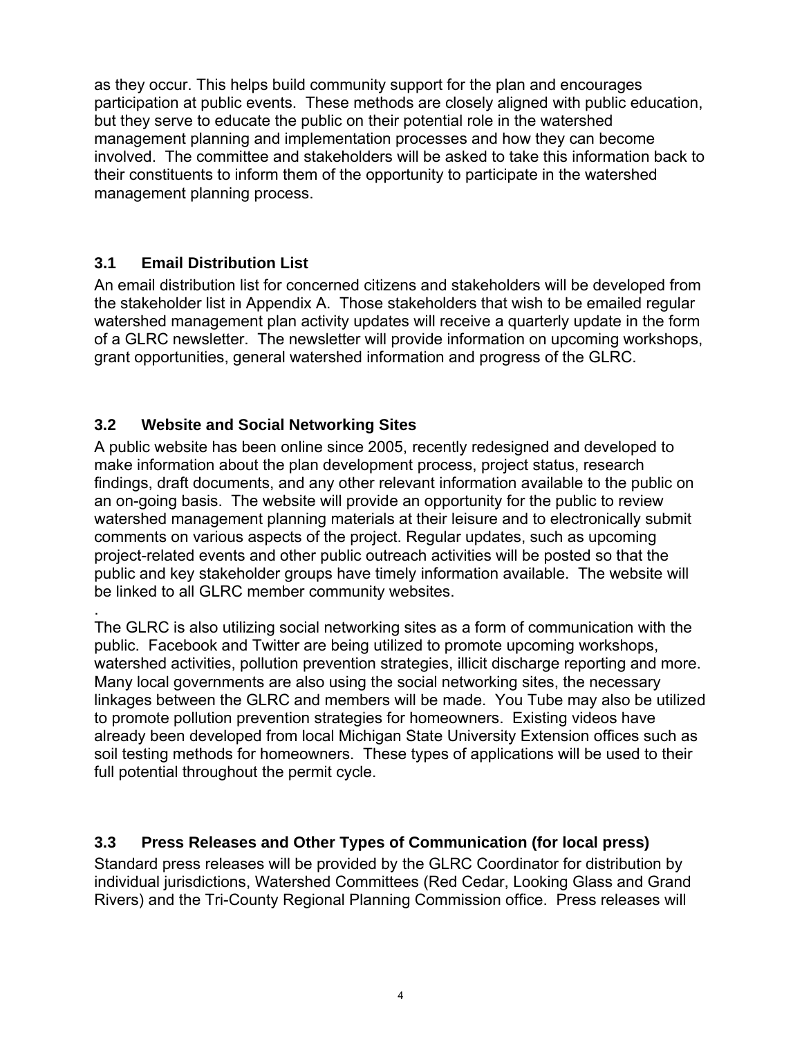as they occur. This helps build community support for the plan and encourages participation at public events. These methods are closely aligned with public education, but they serve to educate the public on their potential role in the watershed management planning and implementation processes and how they can become involved. The committee and stakeholders will be asked to take this information back to their constituents to inform them of the opportunity to participate in the watershed management planning process.

### 3.1 Email Distribution List

An email distribution list for concerned citizens and stakeholders will be developed from the stakeholder list in Appendix A. Those stakeholders that wish to be emailed regular watershed management plan activity updates will receive a quarterly update in the form of a GLRC newsletter. The newsletter will provide information on upcoming workshops, grant opportunities, general watershed information and progress of the GLRC.

### 3.2 Website and Social Networking Sites

A public website has been online since 2005, recently redesigned and developed to make information about the plan development process, project status, research findings, draft documents, and any other relevant information available to the public on an on-going basis. The website will provide an opportunity for the public to review watershed management planning materials at their leisure and to electronically submit comments on various aspects of the project. Regular updates, such as upcoming project-related events and other public outreach activities will be posted so that the public and key stakeholder groups have timely information available. The website will be linked to all GLRC member community websites.

.
The GLRC is also utilizing social networking sites as a form of communication with the public. Facebook and Twitter are being utilized to promote upcoming workshops, watershed activities, pollution prevention strategies, illicit discharge reporting and more. Many local governments are also using the social networking sites, the necessary linkages between the GLRC and members will be made. You Tube may also be utilized to promote pollution prevention strategies for homeowners. Existing videos have already been developed from local Michigan State University Extension offices such as soil testing methods for homeowners. These types of applications will be used to their full potential throughout the permit cycle.

### 3.3 Press Releases and Other Types of Communication (for local press)

Standard press releases will be provided by the GLRC Coordinator for distribution by individual jurisdictions, Watershed Committees (Red Cedar, Looking Glass and Grand Rivers) and the Tri-County Regional Planning Commission office. Press releases will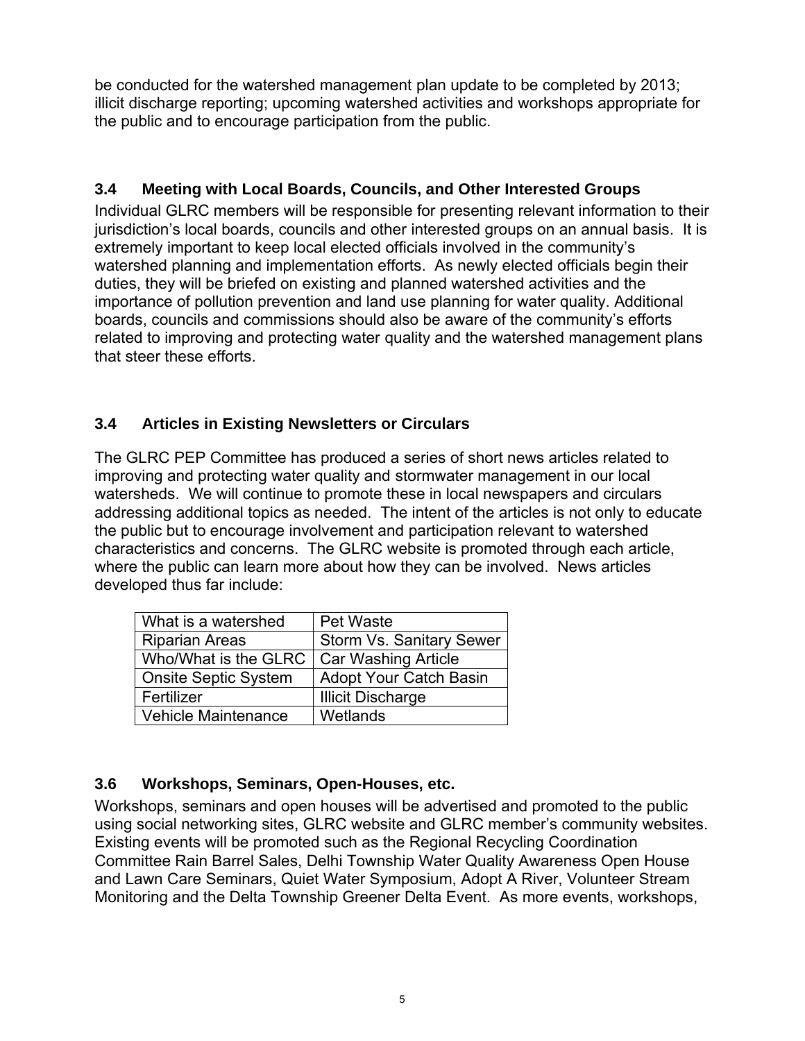be conducted for the watershed management plan update to be completed by 2013; illicit discharge reporting; upcoming watershed activities and workshops appropriate for the public and to encourage participation from the public.

### 3.4 Meeting with Local Boards, Councils, and Other Interested Groups

Individual GLRC members will be responsible for presenting relevant information to their jurisdiction's local boards, councils and other interested groups on an annual basis. It is extremely important to keep local elected officials involved in the community's watershed planning and implementation efforts. As newly elected officials begin their duties, they will be briefed on existing and planned watershed activities and the importance of pollution prevention and land use planning for water quality. Additional boards, councils and commissions should also be aware of the community's efforts related to improving and protecting water quality and the watershed management plans that steer these efforts.

### 3.4 Articles in Existing Newsletters or Circulars

The GLRC PEP Committee has produced a series of short news articles related to improving and protecting water quality and stormwater management in our local watersheds. We will continue to promote these in local newspapers and circulars addressing additional topics as needed. The intent of the articles is not only to educate the public but to encourage involvement and participation relevant to watershed characteristics and concerns. The GLRC website is promoted through each article, where the public can learn more about how they can be involved. News articles developed thus far include:

| What is a watershed | Pet Waste |
|---|---|
| Riparian Areas | Storm Vs. Sanitary Sewer |
| Who/What is the GLRC | Car Washing Article |
| Onsite Septic System | Adopt Your Catch Basin |
| Fertilizer | Illicit Discharge |
| Vehicle Maintenance | Wetlands |

### 3.6 Workshops, Seminars, Open-Houses, etc.

Workshops, seminars and open houses will be advertised and promoted to the public using social networking sites, GLRC website and GLRC member's community websites. Existing events will be promoted such as the Regional Recycling Coordination Committee Rain Barrel Sales, Delhi Township Water Quality Awareness Open House and Lawn Care Seminars, Quiet Water Symposium, Adopt A River, Volunteer Stream Monitoring and the Delta Township Greener Delta Event. As more events, workshops,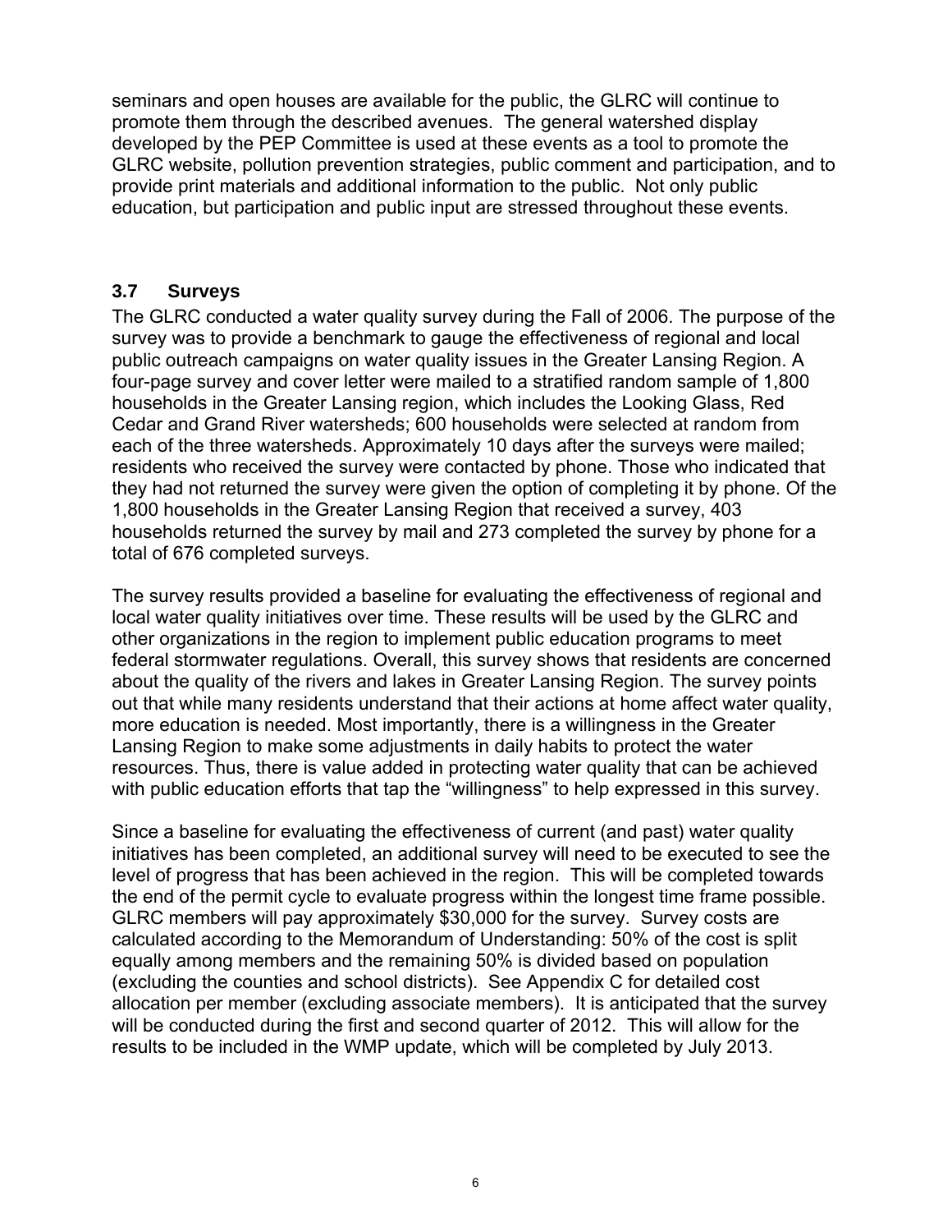seminars and open houses are available for the public, the GLRC will continue to promote them through the described avenues. The general watershed display developed by the PEP Committee is used at these events as a tool to promote the GLRC website, pollution prevention strategies, public comment and participation, and to provide print materials and additional information to the public. Not only public education, but participation and public input are stressed throughout these events.

### 3.7 Surveys

The GLRC conducted a water quality survey during the Fall of 2006. The purpose of the survey was to provide a benchmark to gauge the effectiveness of regional and local public outreach campaigns on water quality issues in the Greater Lansing Region. A four-page survey and cover letter were mailed to a stratified random sample of 1,800 households in the Greater Lansing region, which includes the Looking Glass, Red Cedar and Grand River watersheds; 600 households were selected at random from each of the three watersheds. Approximately 10 days after the surveys were mailed; residents who received the survey were contacted by phone. Those who indicated that they had not returned the survey were given the option of completing it by phone. Of the 1,800 households in the Greater Lansing Region that received a survey, 403 households returned the survey by mail and 273 completed the survey by phone for a total of 676 completed surveys.

The survey results provided a baseline for evaluating the effectiveness of regional and local water quality initiatives over time. These results will be used by the GLRC and other organizations in the region to implement public education programs to meet federal stormwater regulations. Overall, this survey shows that residents are concerned about the quality of the rivers and lakes in Greater Lansing Region. The survey points out that while many residents understand that their actions at home affect water quality, more education is needed. Most importantly, there is a willingness in the Greater Lansing Region to make some adjustments in daily habits to protect the water resources. Thus, there is value added in protecting water quality that can be achieved with public education efforts that tap the "willingness" to help expressed in this survey.

Since a baseline for evaluating the effectiveness of current (and past) water quality initiatives has been completed, an additional survey will need to be executed to see the level of progress that has been achieved in the region. This will be completed towards the end of the permit cycle to evaluate progress within the longest time frame possible. GLRC members will pay approximately $30,000 for the survey. Survey costs are calculated according to the Memorandum of Understanding: 50% of the cost is split equally among members and the remaining 50% is divided based on population (excluding the counties and school districts). See Appendix C for detailed cost allocation per member (excluding associate members). It is anticipated that the survey will be conducted during the first and second quarter of 2012. This will allow for the results to be included in the WMP update, which will be completed by July 2013.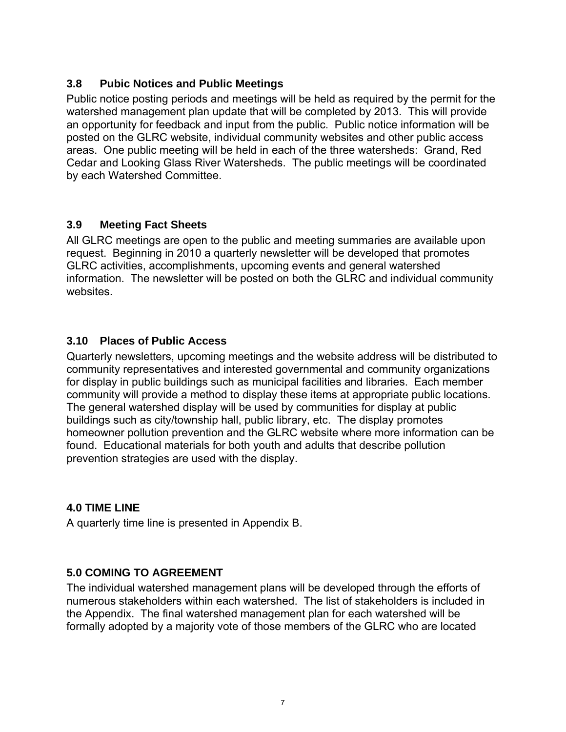### 3.8 Pubic Notices and Public Meetings

Public notice posting periods and meetings will be held as required by the permit for the watershed management plan update that will be completed by 2013. This will provide an opportunity for feedback and input from the public. Public notice information will be posted on the GLRC website, individual community websites and other public access areas. One public meeting will be held in each of the three watersheds: Grand, Red Cedar and Looking Glass River Watersheds. The public meetings will be coordinated by each Watershed Committee.

### 3.9 Meeting Fact Sheets

All GLRC meetings are open to the public and meeting summaries are available upon request. Beginning in 2010 a quarterly newsletter will be developed that promotes GLRC activities, accomplishments, upcoming events and general watershed information. The newsletter will be posted on both the GLRC and individual community websites.

### 3.10 Places of Public Access

Quarterly newsletters, upcoming meetings and the website address will be distributed to community representatives and interested governmental and community organizations for display in public buildings such as municipal facilities and libraries. Each member community will provide a method to display these items at appropriate public locations. The general watershed display will be used by communities for display at public buildings such as city/township hall, public library, etc. The display promotes homeowner pollution prevention and the GLRC website where more information can be found. Educational materials for both youth and adults that describe pollution prevention strategies are used with the display.

## 4.0 TIME LINE

A quarterly time line is presented in Appendix B.

## 5.0 COMING TO AGREEMENT

The individual watershed management plans will be developed through the efforts of numerous stakeholders within each watershed. The list of stakeholders is included in the Appendix. The final watershed management plan for each watershed will be formally adopted by a majority vote of those members of the GLRC who are located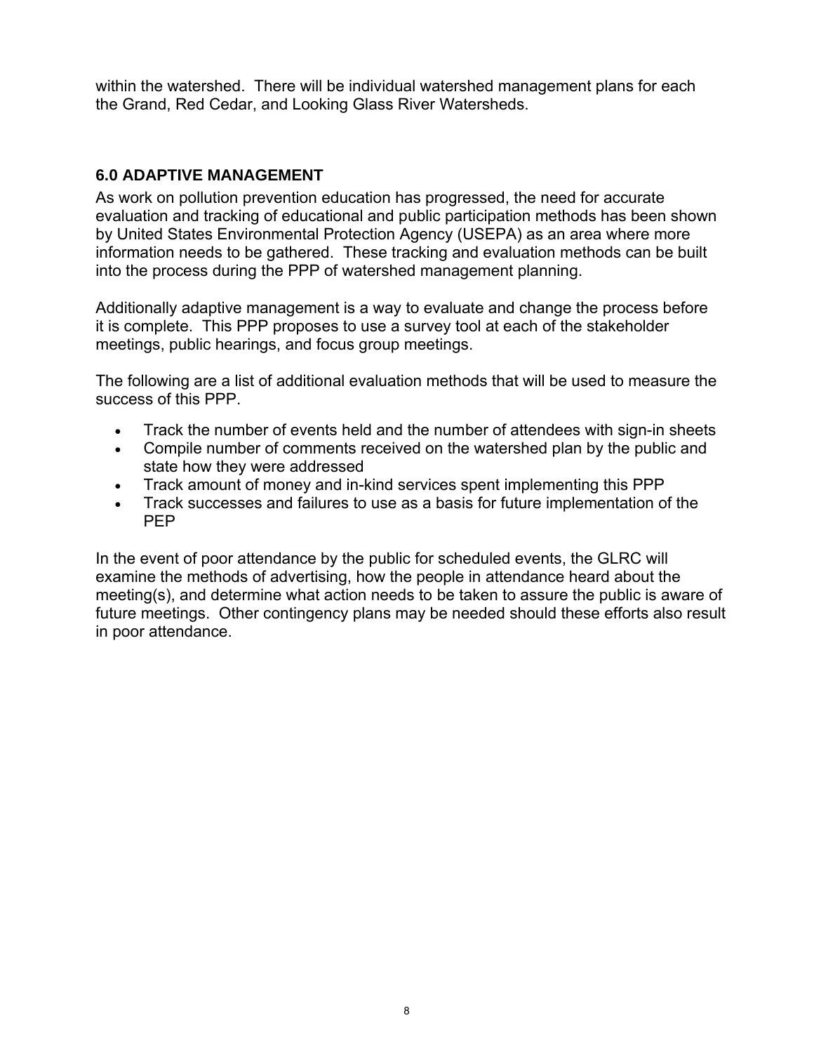within the watershed. There will be individual watershed management plans for each the Grand, Red Cedar, and Looking Glass River Watersheds.

## 6.0 ADAPTIVE MANAGEMENT

As work on pollution prevention education has progressed, the need for accurate evaluation and tracking of educational and public participation methods has been shown by United States Environmental Protection Agency (USEPA) as an area where more information needs to be gathered. These tracking and evaluation methods can be built into the process during the PPP of watershed management planning.

Additionally adaptive management is a way to evaluate and change the process before it is complete. This PPP proposes to use a survey tool at each of the stakeholder meetings, public hearings, and focus group meetings.

The following are a list of additional evaluation methods that will be used to measure the success of this PPP.

- Track the number of events held and the number of attendees with sign-in sheets
- Compile number of comments received on the watershed plan by the public and state how they were addressed
- Track amount of money and in-kind services spent implementing this PPP
- Track successes and failures to use as a basis for future implementation of the PEP

In the event of poor attendance by the public for scheduled events, the GLRC will examine the methods of advertising, how the people in attendance heard about the meeting(s), and determine what action needs to be taken to assure the public is aware of future meetings. Other contingency plans may be needed should these efforts also result in poor attendance.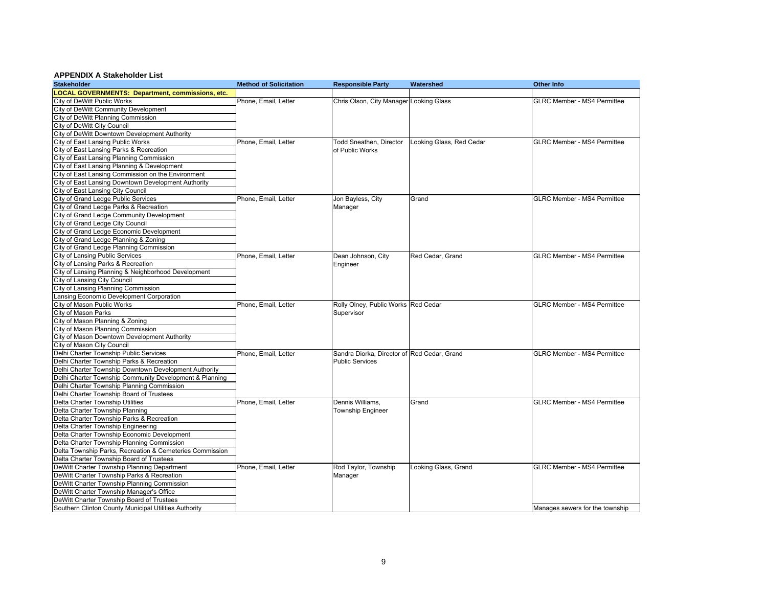**APPENDIX A Stakeholder List**

| Stakeholder | Method of Solicitation | Responsible Party | Watershed | Other Info |
|---|---|---|---|---|
| **LOCAL GOVERNMENTS: Department, commissions, etc.** | | | | |
| City of DeWitt Public Works | Phone, Email, Letter | Chris Olson, City Manager | Looking Glass | GLRC Member - MS4 Permittee |
| City of DeWitt Community Development | | | | |
| City of DeWitt Planning Commission | | | | |
| City of DeWitt City Council | | | | |
| City of DeWitt Downtown Development Authority | | | | |
| City of East Lansing Public Works | Phone, Email, Letter | Todd Sneathen, Director of Public Works | Looking Glass, Red Cedar | GLRC Member - MS4 Permittee |
| City of East Lansing Parks & Recreation | | | | |
| City of East Lansing Planning Commission | | | | |
| City of East Lansing Planning & Development | | | | |
| City of East Lansing Commission on the Environment | | | | |
| City of East Lansing Downtown Development Authority | | | | |
| City of East Lansing City Council | | | | |
| City of Grand Ledge Public Services | Phone, Email, Letter | Jon Bayless, City Manager | Grand | GLRC Member - MS4 Permittee |
| City of Grand Ledge Parks & Recreation | | | | |
| City of Grand Ledge Community Development | | | | |
| City of Grand Ledge City Council | | | | |
| City of Grand Ledge Economic Development | | | | |
| City of Grand Ledge Planning & Zoning | | | | |
| City of Grand Ledge Planning Commission | | | | |
| City of Lansing Public Services | Phone, Email, Letter | Dean Johnson, City Engineer | Red Cedar, Grand | GLRC Member - MS4 Permittee |
| City of Lansing Parks & Recreation | | | | |
| City of Lansing Planning & Neighborhood Development | | | | |
| City of Lansing City Council | | | | |
| City of Lansing Planning Commission | | | | |
| Lansing Economic Development Corporation | | | | |
| City of Mason Public Works | Phone, Email, Letter | Rolly Olney, Public Works Supervisor | Red Cedar | GLRC Member - MS4 Permittee |
| City of Mason Parks | | | | |
| City of Mason Planning & Zoning | | | | |
| City of Mason Planning Commission | | | | |
| City of Mason Downtown Development Authority | | | | |
| City of Mason City Council | | | | |
| Delhi Charter Township Public Services | Phone, Email, Letter | Sandra Diorka, Director of Public Services | Red Cedar, Grand | GLRC Member - MS4 Permittee |
| Delhi Charter Township Parks & Recreation | | | | |
| Delhi Charter Township Downtown Development Authority | | | | |
| Delhi Charter Township Community Development & Planning | | | | |
| Delhi Charter Township Planning Commission | | | | |
| Delhi Charter Township Board of Trustees | | | | |
| Delta Charter Township Utilities | Phone, Email, Letter | Dennis Williams, Township Engineer | Grand | GLRC Member - MS4 Permittee |
| Delta Charter Township Planning | | | | |
| Delta Charter Township Parks & Recreation | | | | |
| Delta Charter Township Engineering | | | | |
| Delta Charter Township Economic Development | | | | |
| Delta Charter Township Planning Commission | | | | |
| Delta Township Parks, Recreation & Cemeteries Commission | | | | |
| Delta Charter Township Board of Trustees | | | | |
| DeWitt Charter Township Planning Department | Phone, Email, Letter | Rod Taylor, Township Manager | Looking Glass, Grand | GLRC Member - MS4 Permittee |
| DeWitt Charter Township Parks & Recreation | | | | |
| DeWitt Charter Township Planning Commission | | | | |
| DeWitt Charter Township Manager's Office | | | | |
| DeWitt Charter Township Board of Trustees | | | | |
| Southern Clinton County Municipal Utilities Authority | | | | Manages sewers for the township |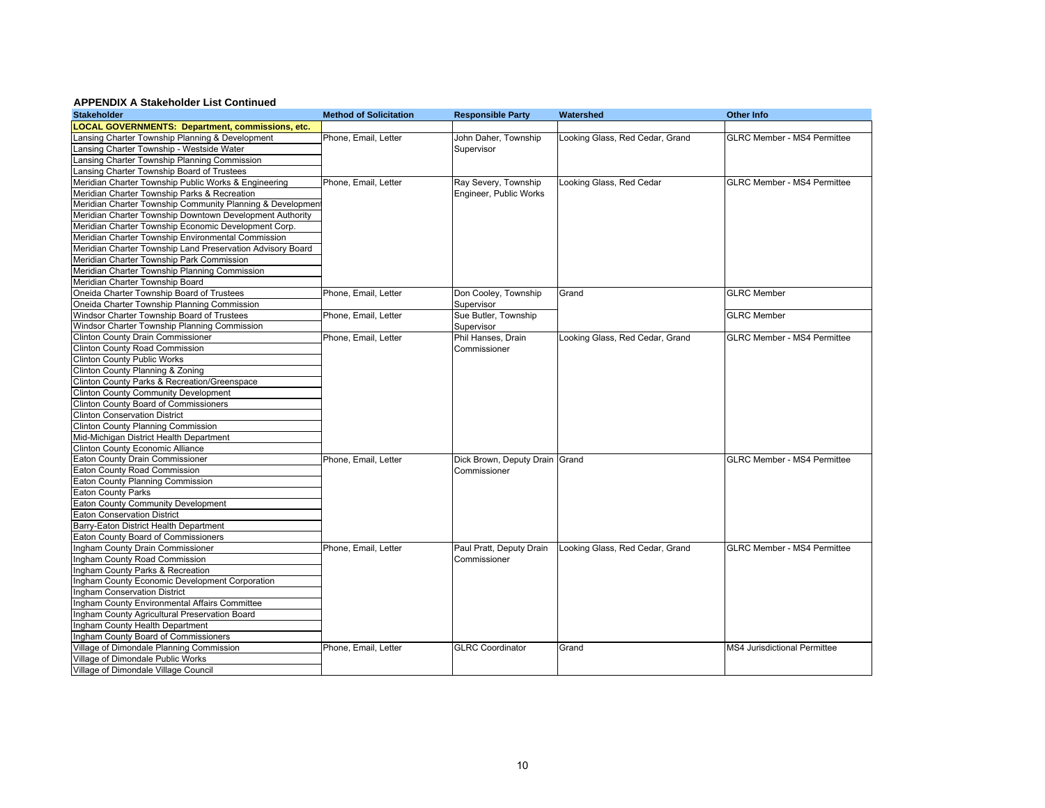**APPENDIX A Stakeholder List Continued**

| Stakeholder | Method of Solicitation | Responsible Party | Watershed | Other Info |
|---|---|---|---|---|
| **LOCAL GOVERNMENTS: Department, commissions, etc.** | | | | |
| Lansing Charter Township Planning & Development | Phone, Email, Letter | John Daher, Township Supervisor | Looking Glass, Red Cedar, Grand | GLRC Member - MS4 Permittee |
| Lansing Charter Township - Westside Water | | | | |
| Lansing Charter Township Planning Commission | | | | |
| Lansing Charter Township Board of Trustees | | | | |
| Meridian Charter Township Public Works & Engineering | Phone, Email, Letter | Ray Severy, Township Engineer, Public Works | Looking Glass, Red Cedar | GLRC Member - MS4 Permittee |
| Meridian Charter Township Parks & Recreation | | | | |
| Meridian Charter Township Community Planning & Development | | | | |
| Meridian Charter Township Downtown Development Authority | | | | |
| Meridian Charter Township Economic Development Corp. | | | | |
| Meridian Charter Township Environmental Commission | | | | |
| Meridian Charter Township Land Preservation Advisory Board | | | | |
| Meridian Charter Township Park Commission | | | | |
| Meridian Charter Township Planning Commission | | | | |
| Meridian Charter Township Board | | | | |
| Oneida Charter Township Board of Trustees | Phone, Email, Letter | Don Cooley, Township Supervisor | Grand | GLRC Member |
| Oneida Charter Township Planning Commission | | | | |
| Windsor Charter Township Board of Trustees | Phone, Email, Letter | Sue Butler, Township Supervisor | | GLRC Member |
| Windsor Charter Township Planning Commission | | | | |
| Clinton County Drain Commissioner | Phone, Email, Letter | Phil Hanses, Drain Commissioner | Looking Glass, Red Cedar, Grand | GLRC Member - MS4 Permittee |
| Clinton County Road Commission | | | | |
| Clinton County Public Works | | | | |
| Clinton County Planning & Zoning | | | | |
| Clinton County Parks & Recreation/Greenspace | | | | |
| Clinton County Community Development | | | | |
| Clinton County Board of Commissioners | | | | |
| Clinton Conservation District | | | | |
| Clinton County Planning Commission | | | | |
| Mid-Michigan District Health Department | | | | |
| Clinton County Economic Alliance | | | | |
| Eaton County Drain Commissioner | Phone, Email, Letter | Dick Brown, Deputy Drain Commissioner | Grand | GLRC Member - MS4 Permittee |
| Eaton County Road Commission | | | | |
| Eaton County Planning Commission | | | | |
| Eaton County Parks | | | | |
| Eaton County Community Development | | | | |
| Eaton Conservation District | | | | |
| Barry-Eaton District Health Department | | | | |
| Eaton County Board of Commissioners | | | | |
| Ingham County Drain Commissioner | Phone, Email, Letter | Paul Pratt, Deputy Drain Commissioner | Looking Glass, Red Cedar, Grand | GLRC Member - MS4 Permittee |
| Ingham County Road Commission | | | | |
| Ingham County Parks & Recreation | | | | |
| Ingham County Economic Development Corporation | | | | |
| Ingham Conservation District | | | | |
| Ingham County Environmental Affairs Committee | | | | |
| Ingham County Agricultural Preservation Board | | | | |
| Ingham County Health Department | | | | |
| Ingham County Board of Commissioners | | | | |
| Village of Dimondale Planning Commission | Phone, Email, Letter | GLRC Coordinator | Grand | MS4 Jurisdictional Permittee |
| Village of Dimondale Public Works | | | | |
| Village of Dimondale Village Council | | | | |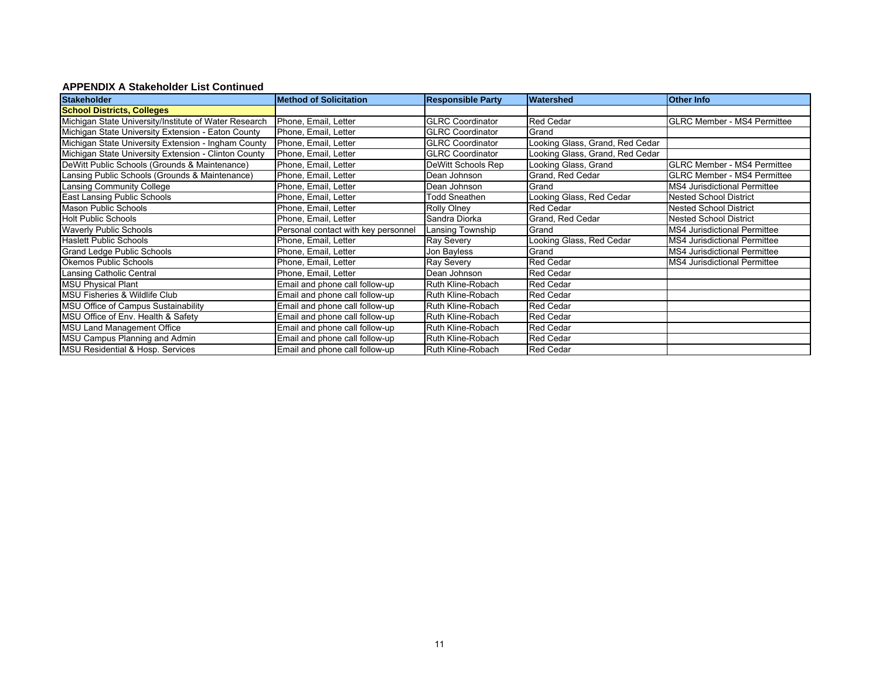## APPENDIX A Stakeholder List Continued

| Stakeholder | Method of Solicitation | Responsible Party | Watershed | Other Info |
|---|---|---|---|---|
| **School Districts, Colleges** | | | | |
| Michigan State University/Institute of Water Research | Phone, Email, Letter | GLRC Coordinator | Red Cedar | GLRC Member - MS4 Permittee |
| Michigan State University Extension - Eaton County | Phone, Email, Letter | GLRC Coordinator | Grand | |
| Michigan State University Extension - Ingham County | Phone, Email, Letter | GLRC Coordinator | Looking Glass, Grand, Red Cedar | |
| Michigan State University Extension - Clinton County | Phone, Email, Letter | GLRC Coordinator | Looking Glass, Grand, Red Cedar | |
| DeWitt Public Schools (Grounds & Maintenance) | Phone, Email, Letter | DeWitt Schools Rep | Looking Glass, Grand | GLRC Member - MS4 Permittee |
| Lansing Public Schools (Grounds & Maintenance) | Phone, Email, Letter | Dean Johnson | Grand, Red Cedar | GLRC Member - MS4 Permittee |
| Lansing Community College | Phone, Email, Letter | Dean Johnson | Grand | MS4 Jurisdictional Permittee |
| East Lansing Public Schools | Phone, Email, Letter | Todd Sneathen | Looking Glass, Red Cedar | Nested School District |
| Mason Public Schools | Phone, Email, Letter | Rolly Olney | Red Cedar | Nested School District |
| Holt Public Schools | Phone, Email, Letter | Sandra Diorka | Grand, Red Cedar | Nested School District |
| Waverly Public Schools | Personal contact with key personnel | Lansing Township | Grand | MS4 Jurisdictional Permittee |
| Haslett Public Schools | Phone, Email, Letter | Ray Severy | Looking Glass, Red Cedar | MS4 Jurisdictional Permittee |
| Grand Ledge Public Schools | Phone, Email, Letter | Jon Bayless | Grand | MS4 Jurisdictional Permittee |
| Okemos Public Schools | Phone, Email, Letter | Ray Severy | Red Cedar | MS4 Jurisdictional Permittee |
| Lansing Catholic Central | Phone, Email, Letter | Dean Johnson | Red Cedar | |
| MSU Physical Plant | Email and phone call follow-up | Ruth Kline-Robach | Red Cedar | |
| MSU Fisheries & Wildlife Club | Email and phone call follow-up | Ruth Kline-Robach | Red Cedar | |
| MSU Office of Campus Sustainability | Email and phone call follow-up | Ruth Kline-Robach | Red Cedar | |
| MSU Office of Env. Health & Safety | Email and phone call follow-up | Ruth Kline-Robach | Red Cedar | |
| MSU Land Management Office | Email and phone call follow-up | Ruth Kline-Robach | Red Cedar | |
| MSU Campus Planning and Admin | Email and phone call follow-up | Ruth Kline-Robach | Red Cedar | |
| MSU Residential & Hosp. Services | Email and phone call follow-up | Ruth Kline-Robach | Red Cedar | |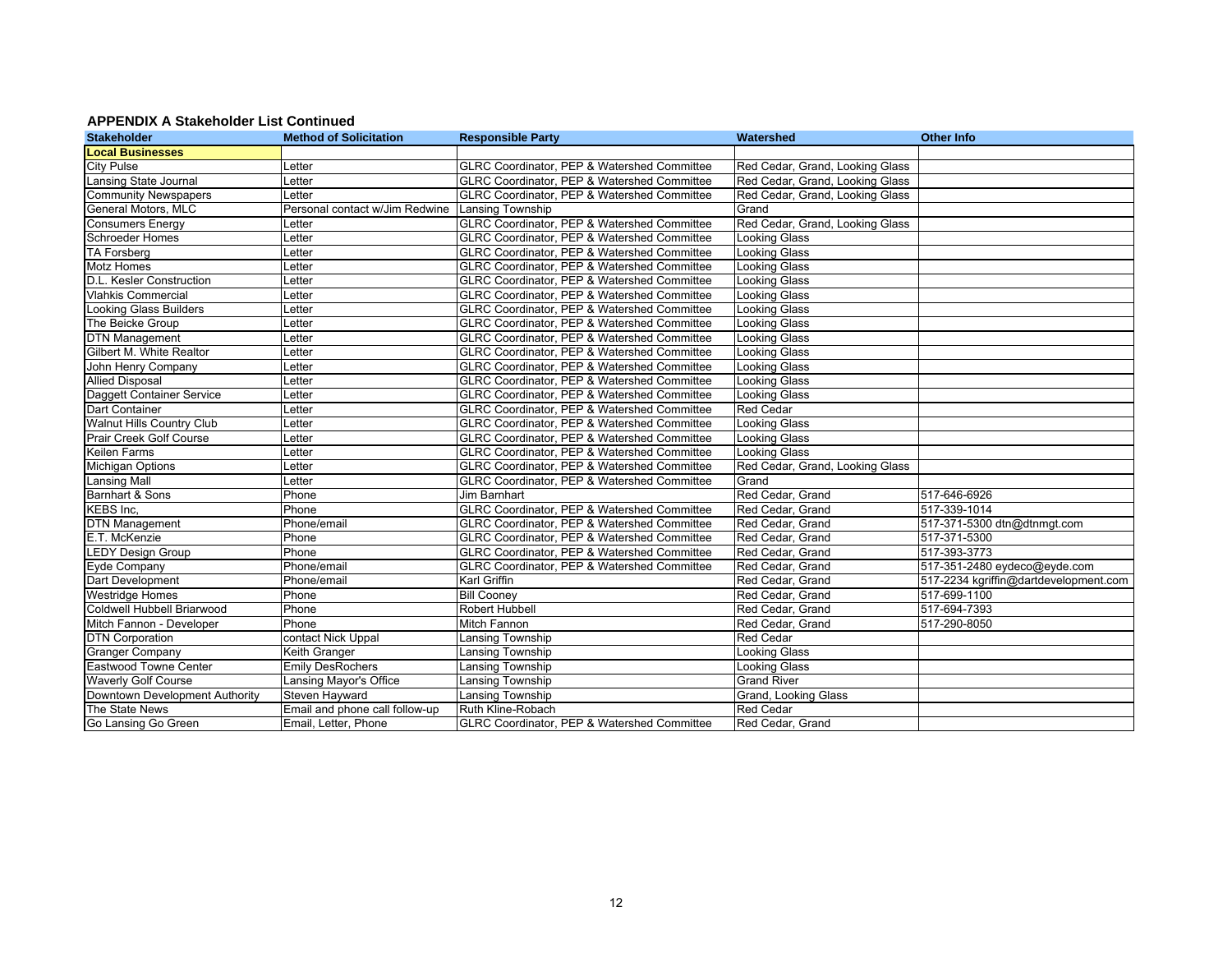**APPENDIX A Stakeholder List Continued**

| Stakeholder | Method of Solicitation | Responsible Party | Watershed | Other Info |
|---|---|---|---|---|
| **Local Businesses** | | | | |
| City Pulse | Letter | GLRC Coordinator, PEP & Watershed Committee | Red Cedar, Grand, Looking Glass | |
| Lansing State Journal | Letter | GLRC Coordinator, PEP & Watershed Committee | Red Cedar, Grand, Looking Glass | |
| Community Newspapers | Letter | GLRC Coordinator, PEP & Watershed Committee | Red Cedar, Grand, Looking Glass | |
| General Motors, MLC | Personal contact w/Jim Redwine | Lansing Township | Grand | |
| Consumers Energy | Letter | GLRC Coordinator, PEP & Watershed Committee | Red Cedar, Grand, Looking Glass | |
| Schroeder Homes | Letter | GLRC Coordinator, PEP & Watershed Committee | Looking Glass | |
| TA Forsberg | Letter | GLRC Coordinator, PEP & Watershed Committee | Looking Glass | |
| Motz Homes | Letter | GLRC Coordinator, PEP & Watershed Committee | Looking Glass | |
| D.L. Kesler Construction | Letter | GLRC Coordinator, PEP & Watershed Committee | Looking Glass | |
| Vlahkis Commercial | Letter | GLRC Coordinator, PEP & Watershed Committee | Looking Glass | |
| Looking Glass Builders | Letter | GLRC Coordinator, PEP & Watershed Committee | Looking Glass | |
| The Beicke Group | Letter | GLRC Coordinator, PEP & Watershed Committee | Looking Glass | |
| DTN Management | Letter | GLRC Coordinator, PEP & Watershed Committee | Looking Glass | |
| Gilbert M. White Realtor | Letter | GLRC Coordinator, PEP & Watershed Committee | Looking Glass | |
| John Henry Company | Letter | GLRC Coordinator, PEP & Watershed Committee | Looking Glass | |
| Allied Disposal | Letter | GLRC Coordinator, PEP & Watershed Committee | Looking Glass | |
| Daggett Container Service | Letter | GLRC Coordinator, PEP & Watershed Committee | Looking Glass | |
| Dart Container | Letter | GLRC Coordinator, PEP & Watershed Committee | Red Cedar | |
| Walnut Hills Country Club | Letter | GLRC Coordinator, PEP & Watershed Committee | Looking Glass | |
| Prair Creek Golf Course | Letter | GLRC Coordinator, PEP & Watershed Committee | Looking Glass | |
| Keilen Farms | Letter | GLRC Coordinator, PEP & Watershed Committee | Looking Glass | |
| Michigan Options | Letter | GLRC Coordinator, PEP & Watershed Committee | Red Cedar, Grand, Looking Glass | |
| Lansing Mall | Letter | GLRC Coordinator, PEP & Watershed Committee | Grand | |
| Barnhart & Sons | Phone | Jim Barnhart | Red Cedar, Grand | 517-646-6926 |
| KEBS Inc, | Phone | GLRC Coordinator, PEP & Watershed Committee | Red Cedar, Grand | 517-339-1014 |
| DTN Management | Phone/email | GLRC Coordinator, PEP & Watershed Committee | Red Cedar, Grand | 517-371-5300 dtn@dtnmgt.com |
| E.T. McKenzie | Phone | GLRC Coordinator, PEP & Watershed Committee | Red Cedar, Grand | 517-371-5300 |
| LEDY Design Group | Phone | GLRC Coordinator, PEP & Watershed Committee | Red Cedar, Grand | 517-393-3773 |
| Eyde Company | Phone/email | GLRC Coordinator, PEP & Watershed Committee | Red Cedar, Grand | 517-351-2480 eydeco@eyde.com |
| Dart Development | Phone/email | Karl Griffin | Red Cedar, Grand | 517-2234 kgriffin@dartdevelopment.com |
| Westridge Homes | Phone | Bill Cooney | Red Cedar, Grand | 517-699-1100 |
| Coldwell Hubbell Briarwood | Phone | Robert Hubbell | Red Cedar, Grand | 517-694-7393 |
| Mitch Fannon - Developer | Phone | Mitch Fannon | Red Cedar, Grand | 517-290-8050 |
| DTN Corporation | contact Nick Uppal | Lansing Township | Red Cedar | |
| Granger Company | Keith Granger | Lansing Township | Looking Glass | |
| Eastwood Towne Center | Emily DesRochers | Lansing Township | Looking Glass | |
| Waverly Golf Course | Lansing Mayor's Office | Lansing Township | Grand River | |
| Downtown Development Authority | Steven Hayward | Lansing Township | Grand, Looking Glass | |
| The State News | Email and phone call follow-up | Ruth Kline-Robach | Red Cedar | |
| Go Lansing Go Green | Email, Letter, Phone | GLRC Coordinator, PEP & Watershed Committee | Red Cedar, Grand | |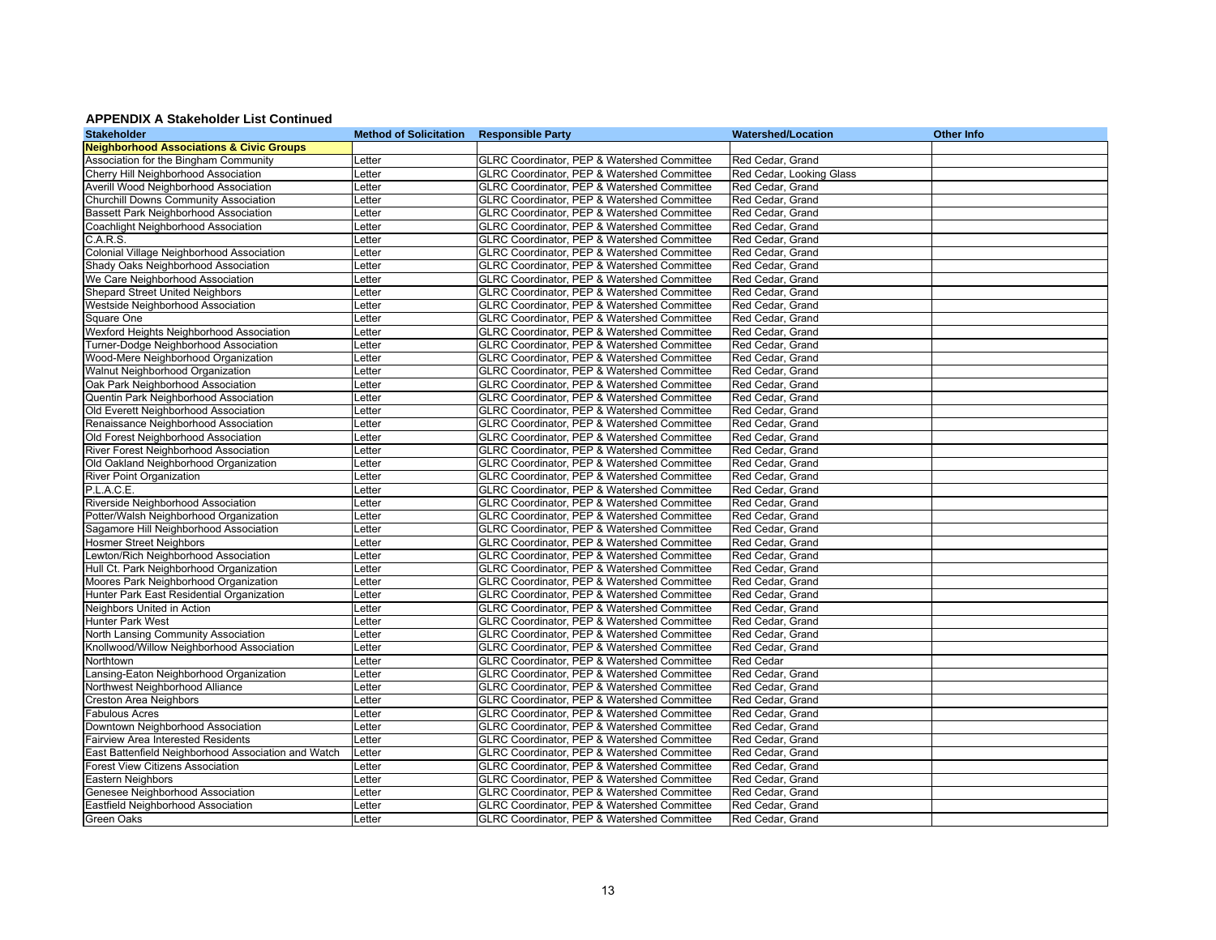### APPENDIX A Stakeholder List Continued

| Stakeholder | Method of Solicitation | Responsible Party | Watershed/Location | Other Info |
|---|---|---|---|---|
| **Neighborhood Associations & Civic Groups** | | | | |
| Association for the Bingham Community | Letter | GLRC Coordinator, PEP & Watershed Committee | Red Cedar, Grand | |
| Cherry Hill Neighborhood Association | Letter | GLRC Coordinator, PEP & Watershed Committee | Red Cedar, Looking Glass | |
| Averill Wood Neighborhood Association | Letter | GLRC Coordinator, PEP & Watershed Committee | Red Cedar, Grand | |
| Churchill Downs Community Association | Letter | GLRC Coordinator, PEP & Watershed Committee | Red Cedar, Grand | |
| Bassett Park Neighborhood Association | Letter | GLRC Coordinator, PEP & Watershed Committee | Red Cedar, Grand | |
| Coachlight Neighborhood Association | Letter | GLRC Coordinator, PEP & Watershed Committee | Red Cedar, Grand | |
| C.A.R.S. | Letter | GLRC Coordinator, PEP & Watershed Committee | Red Cedar, Grand | |
| Colonial Village Neighborhood Association | Letter | GLRC Coordinator, PEP & Watershed Committee | Red Cedar, Grand | |
| Shady Oaks Neighborhood Association | Letter | GLRC Coordinator, PEP & Watershed Committee | Red Cedar, Grand | |
| We Care Neighborhood Association | Letter | GLRC Coordinator, PEP & Watershed Committee | Red Cedar, Grand | |
| Shepard Street United Neighbors | Letter | GLRC Coordinator, PEP & Watershed Committee | Red Cedar, Grand | |
| Westside Neighborhood Association | Letter | GLRC Coordinator, PEP & Watershed Committee | Red Cedar, Grand | |
| Square One | Letter | GLRC Coordinator, PEP & Watershed Committee | Red Cedar, Grand | |
| Wexford Heights Neighborhood Association | Letter | GLRC Coordinator, PEP & Watershed Committee | Red Cedar, Grand | |
| Turner-Dodge Neighborhood Association | Letter | GLRC Coordinator, PEP & Watershed Committee | Red Cedar, Grand | |
| Wood-Mere Neighborhood Organization | Letter | GLRC Coordinator, PEP & Watershed Committee | Red Cedar, Grand | |
| Walnut Neighborhood Organization | Letter | GLRC Coordinator, PEP & Watershed Committee | Red Cedar, Grand | |
| Oak Park Neighborhood Association | Letter | GLRC Coordinator, PEP & Watershed Committee | Red Cedar, Grand | |
| Quentin Park Neighborhood Association | Letter | GLRC Coordinator, PEP & Watershed Committee | Red Cedar, Grand | |
| Old Everett Neighborhood Association | Letter | GLRC Coordinator, PEP & Watershed Committee | Red Cedar, Grand | |
| Renaissance Neighborhood Association | Letter | GLRC Coordinator, PEP & Watershed Committee | Red Cedar, Grand | |
| Old Forest Neighborhood Association | Letter | GLRC Coordinator, PEP & Watershed Committee | Red Cedar, Grand | |
| River Forest Neighborhood Association | Letter | GLRC Coordinator, PEP & Watershed Committee | Red Cedar, Grand | |
| Old Oakland Neighborhood Organization | Letter | GLRC Coordinator, PEP & Watershed Committee | Red Cedar, Grand | |
| River Point Organization | Letter | GLRC Coordinator, PEP & Watershed Committee | Red Cedar, Grand | |
| P.L.A.C.E. | Letter | GLRC Coordinator, PEP & Watershed Committee | Red Cedar, Grand | |
| Riverside Neighborhood Association | Letter | GLRC Coordinator, PEP & Watershed Committee | Red Cedar, Grand | |
| Potter/Walsh Neighborhood Organization | Letter | GLRC Coordinator, PEP & Watershed Committee | Red Cedar, Grand | |
| Sagamore Hill Neighborhood Association | Letter | GLRC Coordinator, PEP & Watershed Committee | Red Cedar, Grand | |
| Hosmer Street Neighbors | Letter | GLRC Coordinator, PEP & Watershed Committee | Red Cedar, Grand | |
| Lewton/Rich Neighborhood Association | Letter | GLRC Coordinator, PEP & Watershed Committee | Red Cedar, Grand | |
| Hull Ct. Park Neighborhood Organization | Letter | GLRC Coordinator, PEP & Watershed Committee | Red Cedar, Grand | |
| Moores Park Neighborhood Organization | Letter | GLRC Coordinator, PEP & Watershed Committee | Red Cedar, Grand | |
| Hunter Park East Residential Organization | Letter | GLRC Coordinator, PEP & Watershed Committee | Red Cedar, Grand | |
| Neighbors United in Action | Letter | GLRC Coordinator, PEP & Watershed Committee | Red Cedar, Grand | |
| Hunter Park West | Letter | GLRC Coordinator, PEP & Watershed Committee | Red Cedar, Grand | |
| North Lansing Community Association | Letter | GLRC Coordinator, PEP & Watershed Committee | Red Cedar, Grand | |
| Knollwood/Willow Neighborhood Association | Letter | GLRC Coordinator, PEP & Watershed Committee | Red Cedar, Grand | |
| Northtown | Letter | GLRC Coordinator, PEP & Watershed Committee | Red Cedar | |
| Lansing-Eaton Neighborhood Organization | Letter | GLRC Coordinator, PEP & Watershed Committee | Red Cedar, Grand | |
| Northwest Neighborhood Alliance | Letter | GLRC Coordinator, PEP & Watershed Committee | Red Cedar, Grand | |
| Creston Area Neighbors | Letter | GLRC Coordinator, PEP & Watershed Committee | Red Cedar, Grand | |
| Fabulous Acres | Letter | GLRC Coordinator, PEP & Watershed Committee | Red Cedar, Grand | |
| Downtown Neighborhood Association | Letter | GLRC Coordinator, PEP & Watershed Committee | Red Cedar, Grand | |
| Fairview Area Interested Residents | Letter | GLRC Coordinator, PEP & Watershed Committee | Red Cedar, Grand | |
| East Battenfield Neighborhood Association and Watch | Letter | GLRC Coordinator, PEP & Watershed Committee | Red Cedar, Grand | |
| Forest View Citizens Association | Letter | GLRC Coordinator, PEP & Watershed Committee | Red Cedar, Grand | |
| Eastern Neighbors | Letter | GLRC Coordinator, PEP & Watershed Committee | Red Cedar, Grand | |
| Genesee Neighborhood Association | Letter | GLRC Coordinator, PEP & Watershed Committee | Red Cedar, Grand | |
| Eastfield Neighborhood Association | Letter | GLRC Coordinator, PEP & Watershed Committee | Red Cedar, Grand | |
| Green Oaks | Letter | GLRC Coordinator, PEP & Watershed Committee | Red Cedar, Grand | |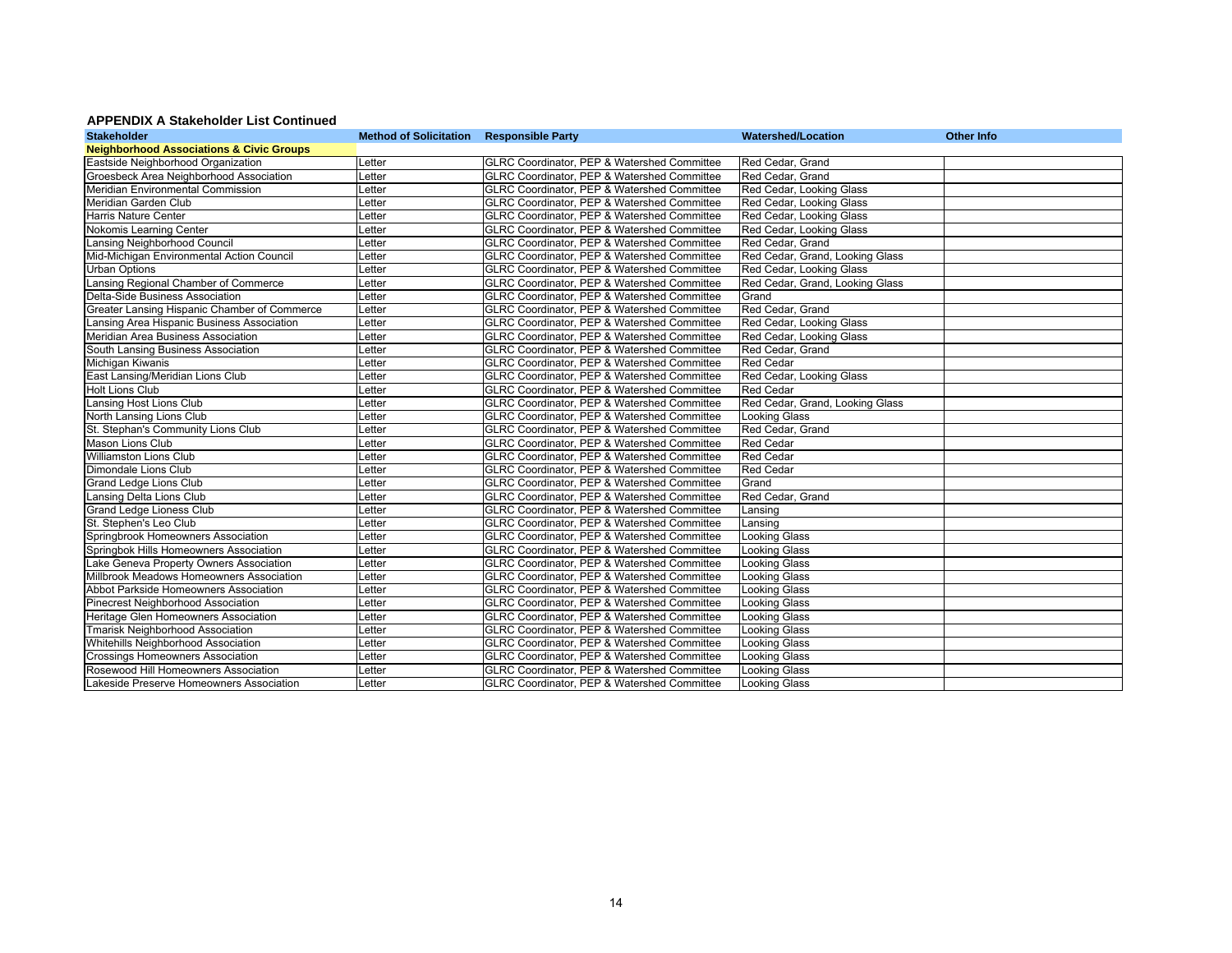### APPENDIX A Stakeholder List Continued

| Stakeholder | Method of Solicitation | Responsible Party | Watershed/Location | Other Info |
|---|---|---|---|---|
| **Neighborhood Associations & Civic Groups** | | | | |
| Eastside Neighborhood Organization | Letter | GLRC Coordinator, PEP & Watershed Committee | Red Cedar, Grand | |
| Groesbeck Area Neighborhood Association | Letter | GLRC Coordinator, PEP & Watershed Committee | Red Cedar, Grand | |
| Meridian Environmental Commission | Letter | GLRC Coordinator, PEP & Watershed Committee | Red Cedar, Looking Glass | |
| Meridian Garden Club | Letter | GLRC Coordinator, PEP & Watershed Committee | Red Cedar, Looking Glass | |
| Harris Nature Center | Letter | GLRC Coordinator, PEP & Watershed Committee | Red Cedar, Looking Glass | |
| Nokomis Learning Center | Letter | GLRC Coordinator, PEP & Watershed Committee | Red Cedar, Looking Glass | |
| Lansing Neighborhood Council | Letter | GLRC Coordinator, PEP & Watershed Committee | Red Cedar, Grand | |
| Mid-Michigan Environmental Action Council | Letter | GLRC Coordinator, PEP & Watershed Committee | Red Cedar, Grand, Looking Glass | |
| Urban Options | Letter | GLRC Coordinator, PEP & Watershed Committee | Red Cedar, Looking Glass | |
| Lansing Regional Chamber of Commerce | Letter | GLRC Coordinator, PEP & Watershed Committee | Red Cedar, Grand, Looking Glass | |
| Delta-Side Business Association | Letter | GLRC Coordinator, PEP & Watershed Committee | Grand | |
| Greater Lansing Hispanic Chamber of Commerce | Letter | GLRC Coordinator, PEP & Watershed Committee | Red Cedar, Grand | |
| Lansing Area Hispanic Business Association | Letter | GLRC Coordinator, PEP & Watershed Committee | Red Cedar, Looking Glass | |
| Meridian Area Business Association | Letter | GLRC Coordinator, PEP & Watershed Committee | Red Cedar, Looking Glass | |
| South Lansing Business Association | Letter | GLRC Coordinator, PEP & Watershed Committee | Red Cedar, Grand | |
| Michigan Kiwanis | Letter | GLRC Coordinator, PEP & Watershed Committee | Red Cedar | |
| East Lansing/Meridian Lions Club | Letter | GLRC Coordinator, PEP & Watershed Committee | Red Cedar, Looking Glass | |
| Holt Lions Club | Letter | GLRC Coordinator, PEP & Watershed Committee | Red Cedar | |
| Lansing Host Lions Club | Letter | GLRC Coordinator, PEP & Watershed Committee | Red Cedar, Grand, Looking Glass | |
| North Lansing Lions Club | Letter | GLRC Coordinator, PEP & Watershed Committee | Looking Glass | |
| St. Stephan's Community Lions Club | Letter | GLRC Coordinator, PEP & Watershed Committee | Red Cedar, Grand | |
| Mason Lions Club | Letter | GLRC Coordinator, PEP & Watershed Committee | Red Cedar | |
| Williamston Lions Club | Letter | GLRC Coordinator, PEP & Watershed Committee | Red Cedar | |
| Dimondale Lions Club | Letter | GLRC Coordinator, PEP & Watershed Committee | Red Cedar | |
| Grand Ledge Lions Club | Letter | GLRC Coordinator, PEP & Watershed Committee | Grand | |
| Lansing Delta Lions Club | Letter | GLRC Coordinator, PEP & Watershed Committee | Red Cedar, Grand | |
| Grand Ledge Lioness Club | Letter | GLRC Coordinator, PEP & Watershed Committee | Lansing | |
| St. Stephen's Leo Club | Letter | GLRC Coordinator, PEP & Watershed Committee | Lansing | |
| Springbrook Homeowners Association | Letter | GLRC Coordinator, PEP & Watershed Committee | Looking Glass | |
| Springbok Hills Homeowners Association | Letter | GLRC Coordinator, PEP & Watershed Committee | Looking Glass | |
| Lake Geneva Property Owners Association | Letter | GLRC Coordinator, PEP & Watershed Committee | Looking Glass | |
| Millbrook Meadows Homeowners Association | Letter | GLRC Coordinator, PEP & Watershed Committee | Looking Glass | |
| Abbot Parkside Homeowners Association | Letter | GLRC Coordinator, PEP & Watershed Committee | Looking Glass | |
| Pinecrest Neighborhood Association | Letter | GLRC Coordinator, PEP & Watershed Committee | Looking Glass | |
| Heritage Glen Homeowners Association | Letter | GLRC Coordinator, PEP & Watershed Committee | Looking Glass | |
| Tmarisk Neighborhood Association | Letter | GLRC Coordinator, PEP & Watershed Committee | Looking Glass | |
| Whitehills Neighborhood Association | Letter | GLRC Coordinator, PEP & Watershed Committee | Looking Glass | |
| Crossings Homeowners Association | Letter | GLRC Coordinator, PEP & Watershed Committee | Looking Glass | |
| Rosewood Hill Homeowners Association | Letter | GLRC Coordinator, PEP & Watershed Committee | Looking Glass | |
| Lakeside Preserve Homeowners Association | Letter | GLRC Coordinator, PEP & Watershed Committee | Looking Glass | |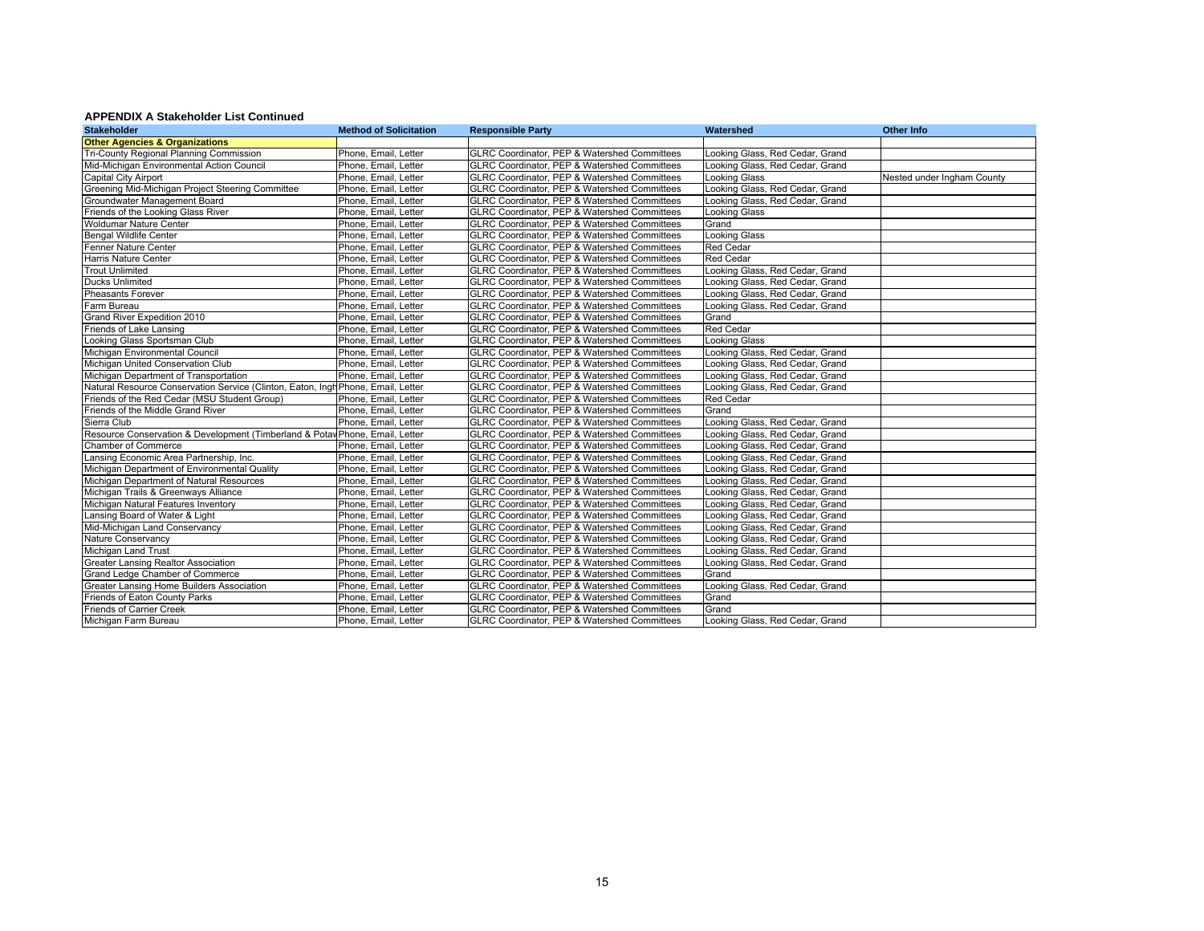**APPENDIX A Stakeholder List Continued**

| Stakeholder | Method of Solicitation | Responsible Party | Watershed | Other Info |
|---|---|---|---|---|
| **Other Agencies & Organizations** | | | | |
| Tri-County Regional Planning Commission | Phone, Email, Letter | GLRC Coordinator, PEP & Watershed Committees | Looking Glass, Red Cedar, Grand | |
| Mid-Michigan Environmental Action Council | Phone, Email, Letter | GLRC Coordinator, PEP & Watershed Committees | Looking Glass, Red Cedar, Grand | |
| Capital City Airport | Phone, Email, Letter | GLRC Coordinator, PEP & Watershed Committees | Looking Glass | Nested under Ingham County |
| Greening Mid-Michigan Project Steering Committee | Phone, Email, Letter | GLRC Coordinator, PEP & Watershed Committees | Looking Glass, Red Cedar, Grand | |
| Groundwater Management Board | Phone, Email, Letter | GLRC Coordinator, PEP & Watershed Committees | Looking Glass, Red Cedar, Grand | |
| Friends of the Looking Glass River | Phone, Email, Letter | GLRC Coordinator, PEP & Watershed Committees | Looking Glass | |
| Woldumar Nature Center | Phone, Email, Letter | GLRC Coordinator, PEP & Watershed Committees | Grand | |
| Bengal Wildlife Center | Phone, Email, Letter | GLRC Coordinator, PEP & Watershed Committees | Looking Glass | |
| Fenner Nature Center | Phone, Email, Letter | GLRC Coordinator, PEP & Watershed Committees | Red Cedar | |
| Harris Nature Center | Phone, Email, Letter | GLRC Coordinator, PEP & Watershed Committees | Red Cedar | |
| Trout Unlimited | Phone, Email, Letter | GLRC Coordinator, PEP & Watershed Committees | Looking Glass, Red Cedar, Grand | |
| Ducks Unlimited | Phone, Email, Letter | GLRC Coordinator, PEP & Watershed Committees | Looking Glass, Red Cedar, Grand | |
| Pheasants Forever | Phone, Email, Letter | GLRC Coordinator, PEP & Watershed Committees | Looking Glass, Red Cedar, Grand | |
| Farm Bureau | Phone, Email, Letter | GLRC Coordinator, PEP & Watershed Committees | Looking Glass, Red Cedar, Grand | |
| Grand River Expedition 2010 | Phone, Email, Letter | GLRC Coordinator, PEP & Watershed Committees | Grand | |
| Friends of Lake Lansing | Phone, Email, Letter | GLRC Coordinator, PEP & Watershed Committees | Red Cedar | |
| Looking Glass Sportsman Club | Phone, Email, Letter | GLRC Coordinator, PEP & Watershed Committees | Looking Glass | |
| Michigan Environmental Council | Phone, Email, Letter | GLRC Coordinator, PEP & Watershed Committees | Looking Glass, Red Cedar, Grand | |
| Michigan United Conservation Club | Phone, Email, Letter | GLRC Coordinator, PEP & Watershed Committees | Looking Glass, Red Cedar, Grand | |
| Michigan Department of Transportation | Phone, Email, Letter | GLRC Coordinator, PEP & Watershed Committees | Looking Glass, Red Cedar, Grand | |
| Natural Resource Conservation Service (Clinton, Eaton, Ingh | Phone, Email, Letter | GLRC Coordinator, PEP & Watershed Committees | Looking Glass, Red Cedar, Grand | |
| Friends of the Red Cedar (MSU Student Group) | Phone, Email, Letter | GLRC Coordinator, PEP & Watershed Committees | Red Cedar | |
| Friends of the Middle Grand River | Phone, Email, Letter | GLRC Coordinator, PEP & Watershed Committees | Grand | |
| Sierra Club | Phone, Email, Letter | GLRC Coordinator, PEP & Watershed Committees | Looking Glass, Red Cedar, Grand | |
| Resource Conservation & Development (Timberland & Potav | Phone, Email, Letter | GLRC Coordinator, PEP & Watershed Committees | Looking Glass, Red Cedar, Grand | |
| Chamber of Commerce | Phone, Email, Letter | GLRC Coordinator, PEP & Watershed Committees | Looking Glass, Red Cedar, Grand | |
| Lansing Economic Area Partnership, Inc. | Phone, Email, Letter | GLRC Coordinator, PEP & Watershed Committees | Looking Glass, Red Cedar, Grand | |
| Michigan Department of Environmental Quality | Phone, Email, Letter | GLRC Coordinator, PEP & Watershed Committees | Looking Glass, Red Cedar, Grand | |
| Michigan Department of Natural Resources | Phone, Email, Letter | GLRC Coordinator, PEP & Watershed Committees | Looking Glass, Red Cedar, Grand | |
| Michigan Trails & Greenways Alliance | Phone, Email, Letter | GLRC Coordinator, PEP & Watershed Committees | Looking Glass, Red Cedar, Grand | |
| Michigan Natural Features Inventory | Phone, Email, Letter | GLRC Coordinator, PEP & Watershed Committees | Looking Glass, Red Cedar, Grand | |
| Lansing Board of Water & Light | Phone, Email, Letter | GLRC Coordinator, PEP & Watershed Committees | Looking Glass, Red Cedar, Grand | |
| Mid-Michigan Land Conservancy | Phone, Email, Letter | GLRC Coordinator, PEP & Watershed Committees | Looking Glass, Red Cedar, Grand | |
| Nature Conservancy | Phone, Email, Letter | GLRC Coordinator, PEP & Watershed Committees | Looking Glass, Red Cedar, Grand | |
| Michigan Land Trust | Phone, Email, Letter | GLRC Coordinator, PEP & Watershed Committees | Looking Glass, Red Cedar, Grand | |
| Greater Lansing Realtor Association | Phone, Email, Letter | GLRC Coordinator, PEP & Watershed Committees | Looking Glass, Red Cedar, Grand | |
| Grand Ledge Chamber of Commerce | Phone, Email, Letter | GLRC Coordinator, PEP & Watershed Committees | Grand | |
| Greater Lansing Home Builders Association | Phone, Email, Letter | GLRC Coordinator, PEP & Watershed Committees | Looking Glass, Red Cedar, Grand | |
| Friends of Eaton County Parks | Phone, Email, Letter | GLRC Coordinator, PEP & Watershed Committees | Grand | |
| Friends of Carrier Creek | Phone, Email, Letter | GLRC Coordinator, PEP & Watershed Committees | Grand | |
| Michigan Farm Bureau | Phone, Email, Letter | GLRC Coordinator, PEP & Watershed Committees | Looking Glass, Red Cedar, Grand | |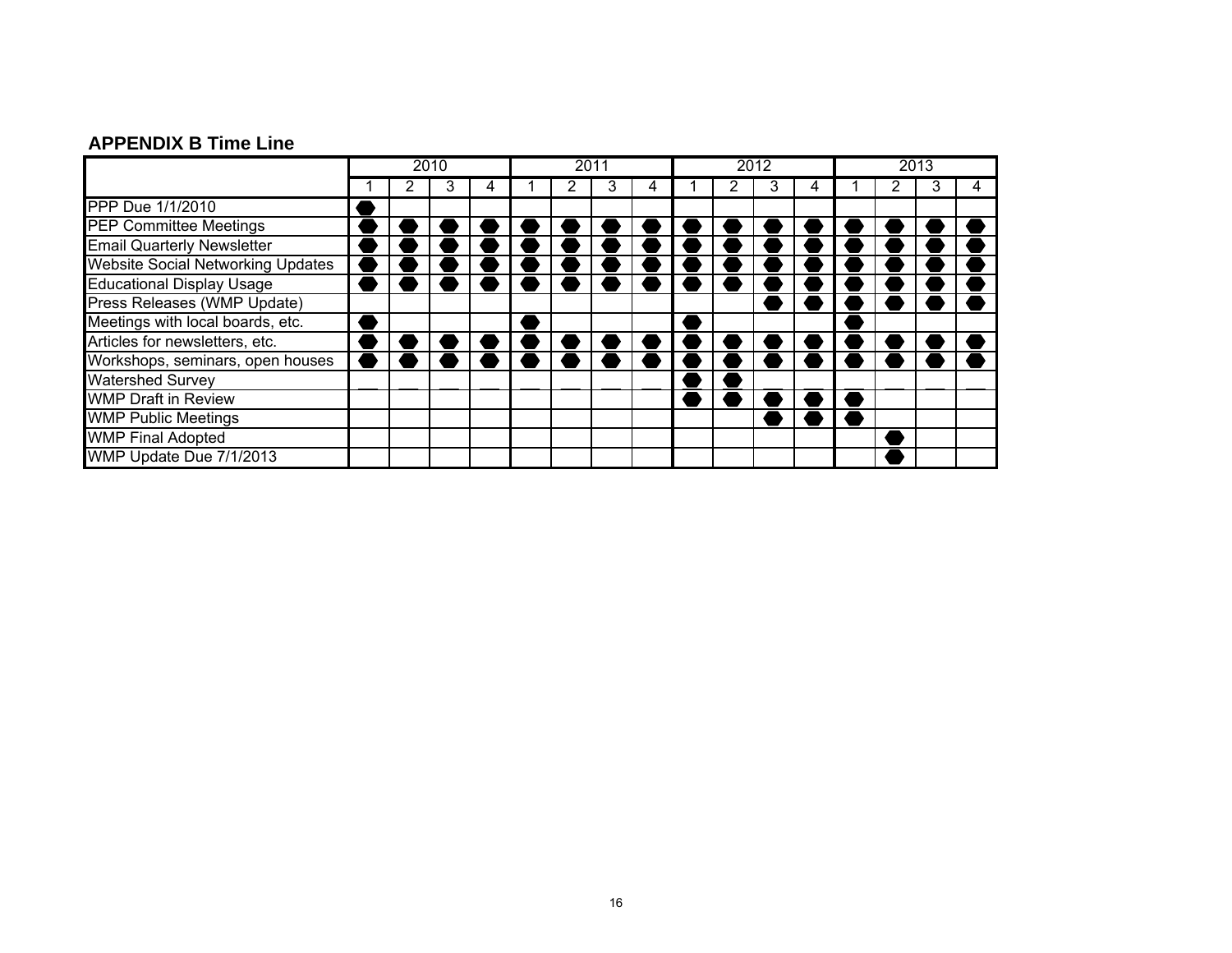## APPENDIX B Time Line

| | 2010 | | | | 2011 | | | | 2012 | | | | 2013 | | | |
|---|---|---|---|---|---|---|---|---|---|---|---|---|---|---|---|---|
| | 1 | 2 | 3 | 4 | 1 | 2 | 3 | 4 | 1 | 2 | 3 | 4 | 1 | 2 | 3 | 4 |
| PPP Due 1/1/2010 | ● | | | | | | | | | | | | | | | |
| PEP Committee Meetings | ● | ● | ● | ● | ● | ● | ● | ● | ● | ● | ● | ● | ● | ● | ● | ● |
| Email Quarterly Newsletter | ● | ● | ● | ● | ● | ● | ● | ● | ● | ● | ● | ● | ● | ● | ● | ● |
| Website Social Networking Updates | ● | ● | ● | ● | ● | ● | ● | ● | ● | ● | ● | ● | ● | ● | ● | ● |
| Educational Display Usage | ● | ● | ● | ● | ● | ● | ● | ● | ● | ● | ● | ● | ● | ● | ● | ● |
| Press Releases (WMP Update) | | | | | | | | | | | ● | ● | ● | ● | ● | ● |
| Meetings with local boards, etc. | ● | | | | ● | | | | ● | | | | ● | | | |
| Articles for newsletters, etc. | ● | ● | ● | ● | ● | ● | ● | ● | ● | ● | ● | ● | ● | ● | ● | ● |
| Workshops, seminars, open houses | ● | ● | ● | ● | ● | ● | ● | ● | ● | ● | ● | ● | ● | ● | ● | ● |
| Watershed Survey | | | | | | | | | ● | ● | | | | | | |
| WMP Draft in Review | | | | | | | | | ● | ● | ● | ● | ● | | | |
| WMP Public Meetings | | | | | | | | | | | ● | ● | ● | | | |
| WMP Final Adopted | | | | | | | | | | | | | | ● | | |
| WMP Update Due 7/1/2013 | | | | | | | | | | | | | | ● | | |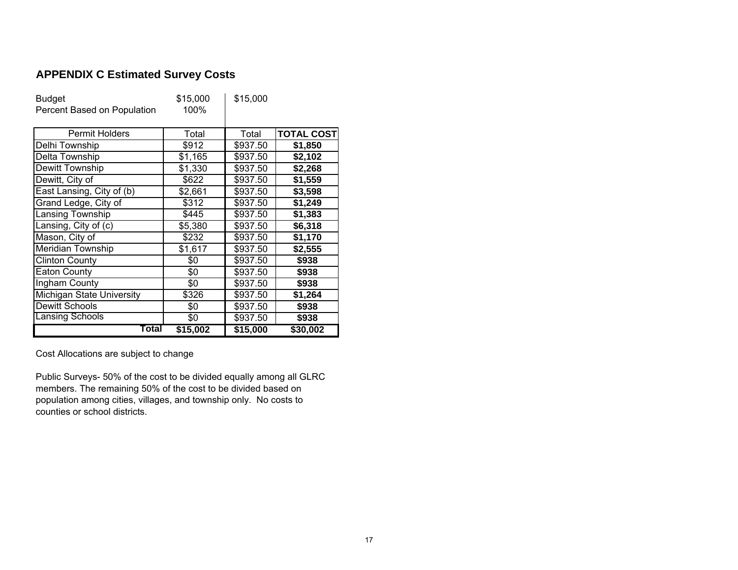## APPENDIX C Estimated Survey Costs

| | | |
|---|---|---|
| Budget | $15,000 | $15,000 |
| Percent Based on Population | 100% | |

| Permit Holders | Total | Total | TOTAL COST |
|---|---|---|---|
| Delhi Township | $912 | $937.50 | **$1,850** |
| Delta Township | $1,165 | $937.50 | **$2,102** |
| Dewitt Township | $1,330 | $937.50 | **$2,268** |
| Dewitt, City of | $622 | $937.50 | **$1,559** |
| East Lansing, City of (b) | $2,661 | $937.50 | **$3,598** |
| Grand Ledge, City of | $312 | $937.50 | **$1,249** |
| Lansing Township | $445 | $937.50 | **$1,383** |
| Lansing, City of (c) | $5,380 | $937.50 | **$6,318** |
| Mason, City of | $232 | $937.50 | **$1,170** |
| Meridian Township | $1,617 | $937.50 | **$2,555** |
| Clinton County | $0 | $937.50 | **$938** |
| Eaton County | $0 | $937.50 | **$938** |
| Ingham County | $0 | $937.50 | **$938** |
| Michigan State University | $326 | $937.50 | **$1,264** |
| Dewitt Schools | $0 | $937.50 | **$938** |
| Lansing Schools | $0 | $937.50 | **$938** |
| **Total** | **$15,002** | **$15,000** | **$30,002** |

Cost Allocations are subject to change

Public Surveys- 50% of the cost to be divided equally among all GLRC members. The remaining 50% of the cost to be divided based on population among cities, villages, and township only. No costs to counties or school districts.